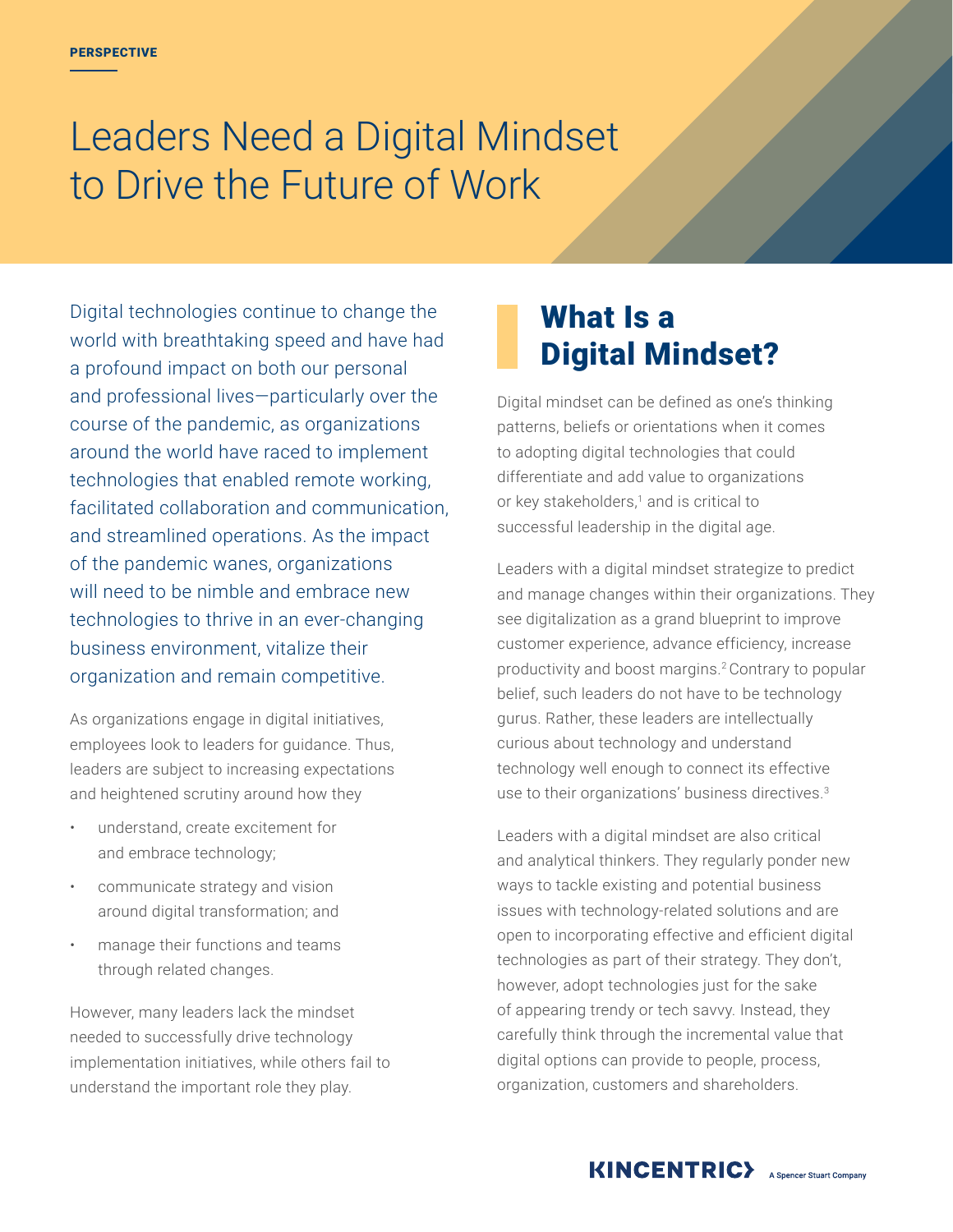PERSPECTIVE

# Leaders Need a Digital Mindset to Drive the Future of Work

Digital technologies continue to change the world with breathtaking speed and have had a profound impact on both our personal and professional lives—particularly over the course of the pandemic, as organizations around the world have raced to implement technologies that enabled remote working, facilitated collaboration and communication, and streamlined operations. As the impact of the pandemic wanes, organizations will need to be nimble and embrace new technologies to thrive in an ever-changing business environment, vitalize their organization and remain competitive.

As organizations engage in digital initiatives, employees look to leaders for guidance. Thus, leaders are subject to increasing expectations and heightened scrutiny around how they

- understand, create excitement for and embrace technology;
- communicate strategy and vision around digital transformation; and
- manage their functions and teams through related changes.

However, many leaders lack the mindset needed to successfully drive technology implementation initiatives, while others fail to understand the important role they play.

## What Is a Digital Mindset?

Digital mindset can be defined as one's thinking patterns, beliefs or orientations when it comes to adopting digital technologies that could differentiate and add value to organizations or key stakeholders,[1] and is critical to successful leadership in the digital age.

Leaders with a digital mindset strategize to predict and manage changes within their organizations. They see digitalization as a grand blueprint to improve customer experience, advance efficiency, increase productivity and boost margins.[2] Contrary to popular belief, such leaders do not have to be technology gurus. Rather, these leaders are intellectually curious about technology and understand technology well enough to connect its effective use to their organizations' business directives.[3]

Leaders with a digital mindset are also critical and analytical thinkers. They regularly ponder new ways to tackle existing and potential business issues with technology-related solutions and are open to incorporating effective and efficient digital technologies as part of their strategy. They don't, however, adopt technologies just for the sake of appearing trendy or tech savvy. Instead, they carefully think through the incremental value that digital options can provide to people, process, organization, customers and shareholders.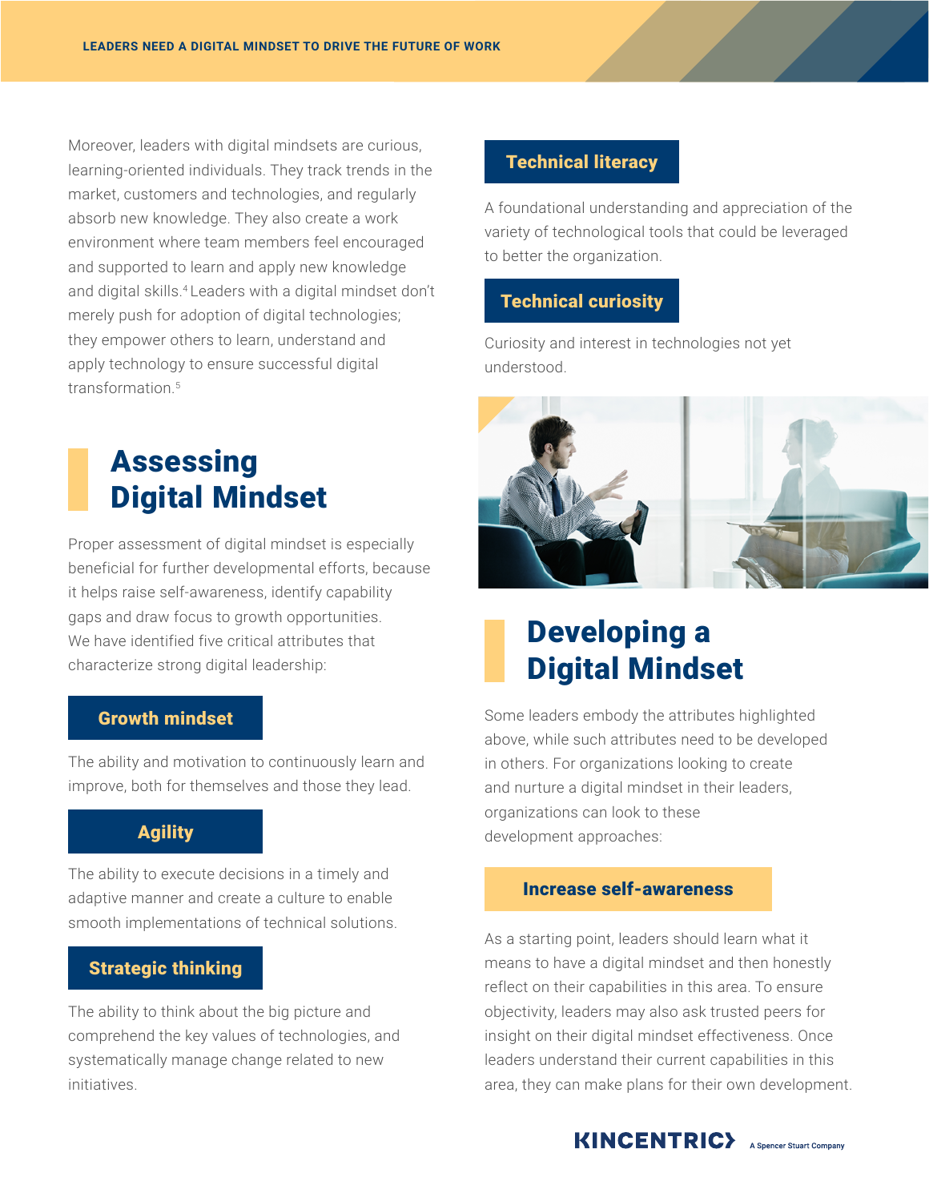Moreover, leaders with digital mindsets are curious, learning-oriented individuals. They track trends in the market, customers and technologies, and regularly absorb new knowledge. They also create a work environment where team members feel encouraged and supported to learn and apply new knowledge and digital skills.[4] Leaders with a digital mindset don't merely push for adoption of digital technologies; they empower others to learn, understand and apply technology to ensure successful digital transformation.[5]

## Assessing Digital Mindset

Proper assessment of digital mindset is especially beneficial for further developmental efforts, because it helps raise self-awareness, identify capability gaps and draw focus to growth opportunities. We have identified five critical attributes that characterize strong digital leadership:

### Growth mindset

The ability and motivation to continuously learn and improve, both for themselves and those they lead.

### Agility

The ability to execute decisions in a timely and adaptive manner and create a culture to enable smooth implementations of technical solutions.

### Strategic thinking

The ability to think about the big picture and comprehend the key values of technologies, and systematically manage change related to new initiatives.

### Technical literacy

A foundational understanding and appreciation of the variety of technological tools that could be leveraged to better the organization.

### Technical curiosity

Curiosity and interest in technologies not yet understood.

## Developing a Digital Mindset

Some leaders embody the attributes highlighted above, while such attributes need to be developed in others. For organizations looking to create and nurture a digital mindset in their leaders, organizations can look to these development approaches:

### Increase self-awareness

As a starting point, leaders should learn what it means to have a digital mindset and then honestly reflect on their capabilities in this area. To ensure objectivity, leaders may also ask trusted peers for insight on their digital mindset effectiveness. Once leaders understand their current capabilities in this area, they can make plans for their own development.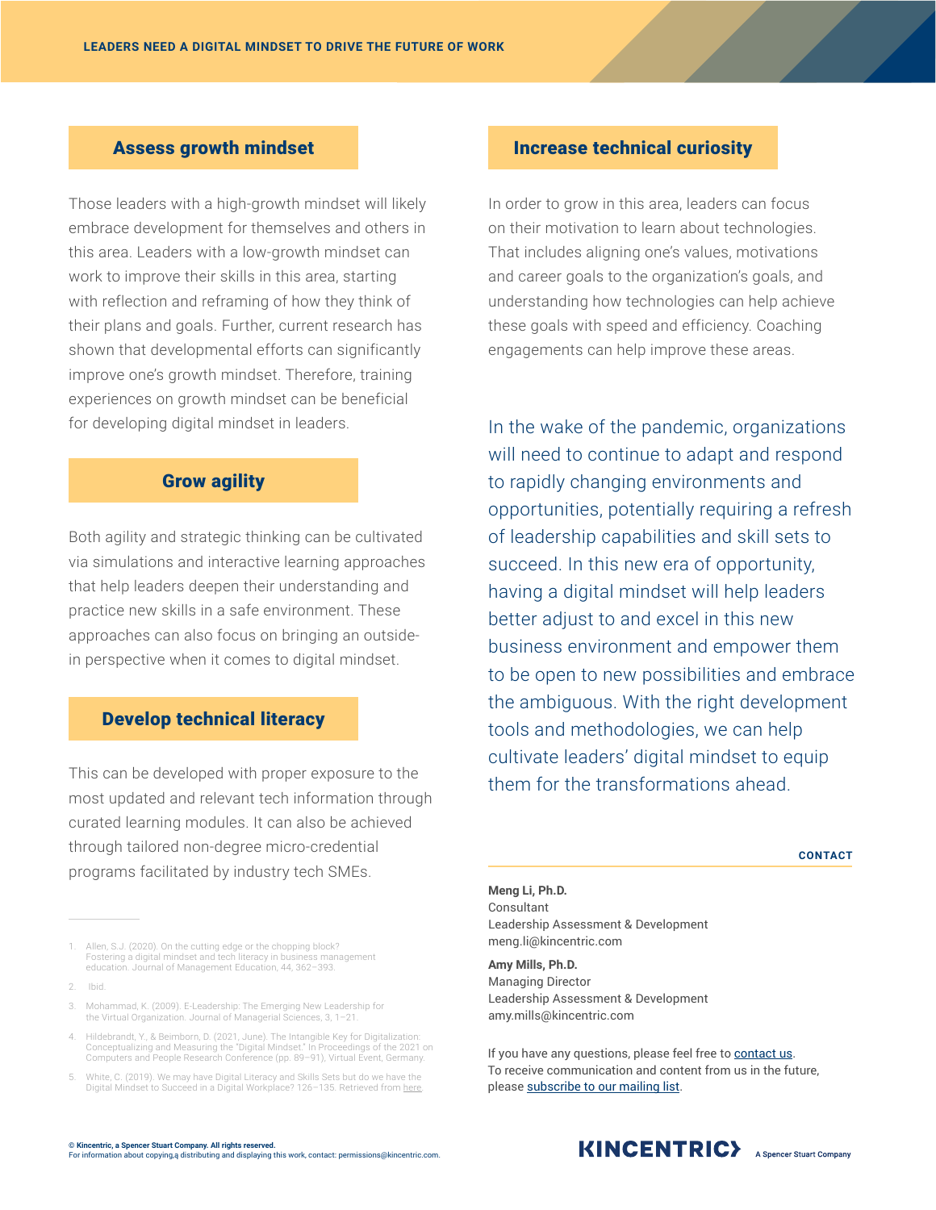## Assess growth mindset

Those leaders with a high-growth mindset will likely embrace development for themselves and others in this area. Leaders with a low-growth mindset can work to improve their skills in this area, starting with reflection and reframing of how they think of their plans and goals. Further, current research has shown that developmental efforts can significantly improve one's growth mindset. Therefore, training experiences on growth mindset can be beneficial for developing digital mindset in leaders.

## Grow agility

Both agility and strategic thinking can be cultivated via simulations and interactive learning approaches that help leaders deepen their understanding and practice new skills in a safe environment. These approaches can also focus on bringing an outside-in perspective when it comes to digital mindset.

## Develop technical literacy

This can be developed with proper exposure to the most updated and relevant tech information through curated learning modules. It can also be achieved through tailored non-degree micro-credential programs facilitated by industry tech SMEs.

## Increase technical curiosity

In order to grow in this area, leaders can focus on their motivation to learn about technologies. That includes aligning one's values, motivations and career goals to the organization's goals, and understanding how technologies can help achieve these goals with speed and efficiency. Coaching engagements can help improve these areas.

In the wake of the pandemic, organizations will need to continue to adapt and respond to rapidly changing environments and opportunities, potentially requiring a refresh of leadership capabilities and skill sets to succeed. In this new era of opportunity, having a digital mindset will help leaders better adjust to and excel in this new business environment and empower them to be open to new possibilities and embrace the ambiguous. With the right development tools and methodologies, we can help cultivate leaders' digital mindset to equip them for the transformations ahead.

---

1. Allen, S.J. (2020). On the cutting edge or the chopping block? Fostering a digital mindset and tech literacy in business management education. Journal of Management Education, 44, 362–393.
2. Ibid.
3. Mohammad, K. (2009). E-Leadership: The Emerging New Leadership for the Virtual Organization. Journal of Managerial Sciences, 3, 1–21.
4. Hildebrandt, Y., & Beimborn, D. (2021, June). The Intangible Key for Digitalization: Conceptualizing and Measuring the "Digital Mindset." In Proceedings of the 2021 on Computers and People Research Conference (pp. 89–91), Virtual Event, Germany.
5. White, C. (2019). We may have Digital Literacy and Skills Sets but do we have the Digital Mindset to Succeed in a Digital Workplace? 126–135. Retrieved from here.

**CONTACT**

**Meng Li, Ph.D.**
Consultant
Leadership Assessment & Development
meng.li@kincentric.com

**Amy Mills, Ph.D.**
Managing Director
Leadership Assessment & Development
amy.mills@kincentric.com

If you have any questions, please feel free to contact us.
To receive communication and content from us in the future, please subscribe to our mailing list.

**© Kincentric, a Spencer Stuart Company. All rights reserved.**
For information about copying, distributing and displaying this work, contact: permissions@kincentric.com.

KINCENTRIC A Spencer Stuart Company